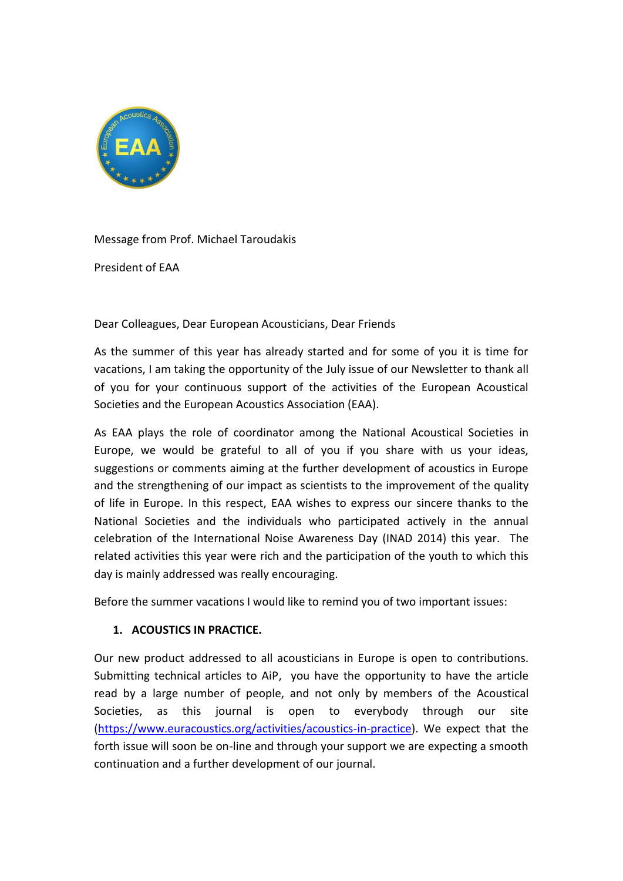Message from Prof. Michael Taroudakis

President of EAA

Dear Colleagues, Dear European Acousticians, Dear Friends

As the summer of this year has already started and for some of you it is time for vacations, I am taking the opportunity of the July issue of our Newsletter to thank all of you for your continuous support of the activities of the European Acoustical Societies and the European Acoustics Association (EAA).

As EAA plays the role of coordinator among the National Acoustical Societies in Europe, we would be grateful to all of you if you share with us your ideas, suggestions or comments aiming at the further development of acoustics in Europe and the strengthening of our impact as scientists to the improvement of the quality of life in Europe. In this respect, EAA wishes to express our sincere thanks to the National Societies and the individuals who participated actively in the annual celebration of the International Noise Awareness Day (INAD 2014) this year. The related activities this year were rich and the participation of the youth to which this day is mainly addressed was really encouraging.

Before the summer vacations I would like to remind you of two important issues:

1. **ACOUSTICS IN PRACTICE.**

Our new product addressed to all acousticians in Europe is open to contributions. Submitting technical articles to AiP, you have the opportunity to have the article read by a large number of people, and not only by members of the Acoustical Societies, as this journal is open to everybody through our site ([https://www.euracoustics.org/activities/acoustics-in-practice](https://www.euracoustics.org/activities/acoustics-in-practice)). We expect that the forth issue will soon be on-line and through your support we are expecting a smooth continuation and a further development of our journal.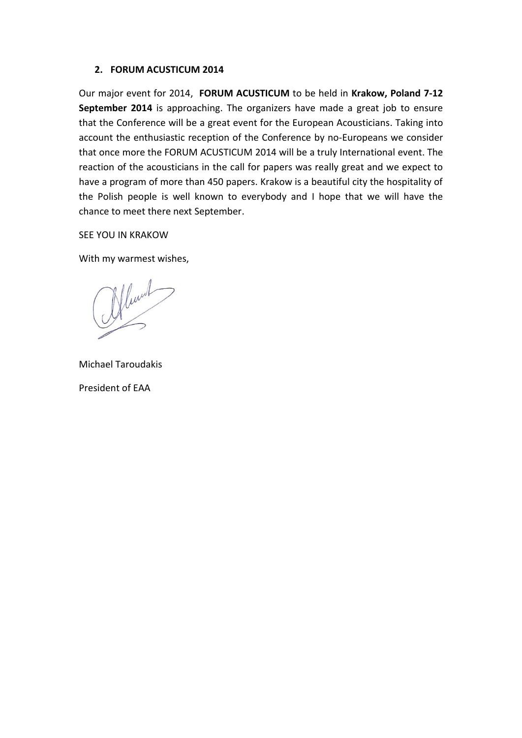## 2. FORUM ACUSTICUM 2014

Our major event for 2014, **FORUM ACUSTICUM** to be held in **Krakow, Poland 7-12 September 2014** is approaching. The organizers have made a great job to ensure that the Conference will be a great event for the European Acousticians. Taking into account the enthusiastic reception of the Conference by no-Europeans we consider that once more the FORUM ACUSTICUM 2014 will be a truly International event. The reaction of the acousticians in the call for papers was really great and we expect to have a program of more than 450 papers. Krakow is a beautiful city the hospitality of the Polish people is well known to everybody and I hope that we will have the chance to meet there next September.

SEE YOU IN KRAKOW

With my warmest wishes,

Michael Taroudakis

President of EAA